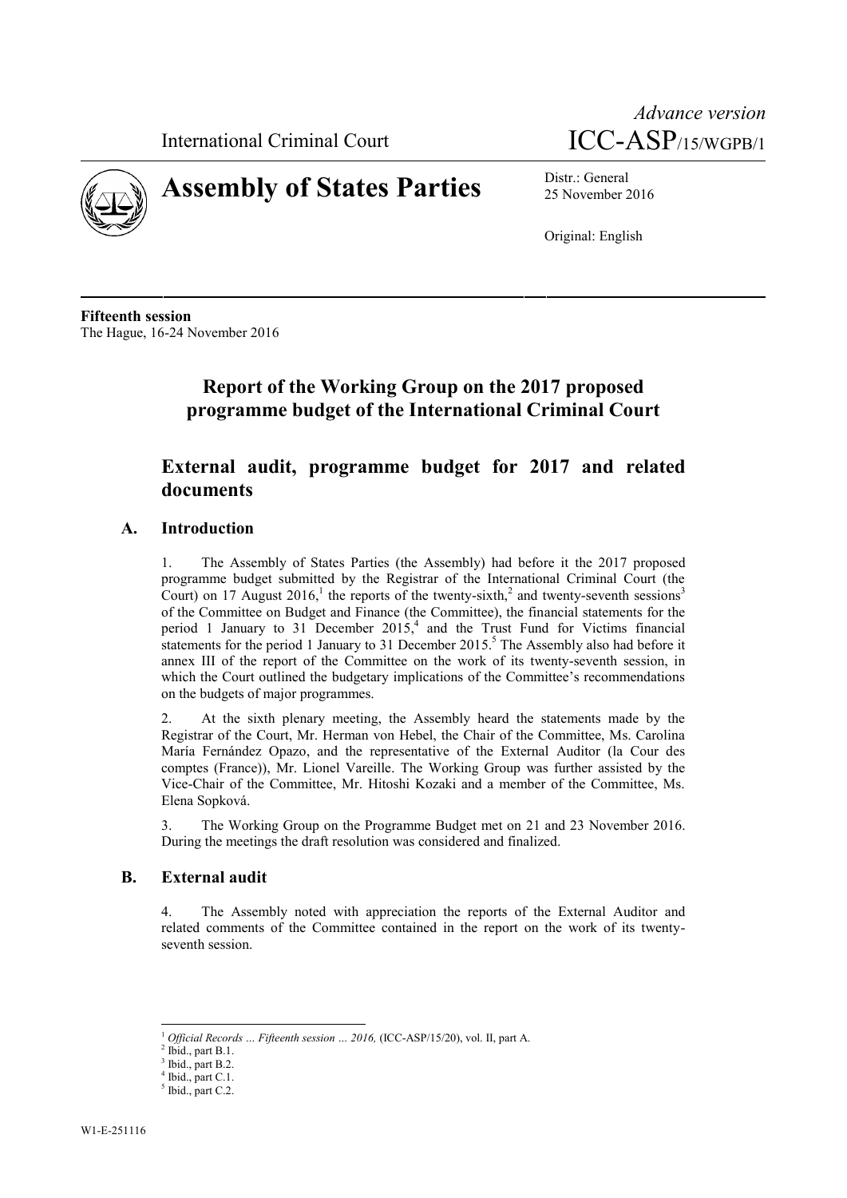International Criminal Court

*Advance version*
ICC-ASP/15/WGPB/1

# Assembly of States Parties

Distr.: General
25 November 2016

Original: English

**Fifteenth session**
The Hague, 16-24 November 2016

# Report of the Working Group on the 2017 proposed programme budget of the International Criminal Court

## External audit, programme budget for 2017 and related documents

### A. Introduction

1. The Assembly of States Parties (the Assembly) had before it the 2017 proposed programme budget submitted by the Registrar of the International Criminal Court (the Court) on 17 August 2016,[1] the reports of the twenty-sixth,[2] and twenty-seventh sessions[3] of the Committee on Budget and Finance (the Committee), the financial statements for the period 1 January to 31 December 2015,[4] and the Trust Fund for Victims financial statements for the period 1 January to 31 December 2015.[5] The Assembly also had before it annex III of the report of the Committee on the work of its twenty-seventh session, in which the Court outlined the budgetary implications of the Committee's recommendations on the budgets of major programmes.

2. At the sixth plenary meeting, the Assembly heard the statements made by the Registrar of the Court, Mr. Herman von Hebel, the Chair of the Committee, Ms. Carolina María Fernández Opazo, and the representative of the External Auditor (la Cour des comptes (France)), Mr. Lionel Vareille. The Working Group was further assisted by the Vice-Chair of the Committee, Mr. Hitoshi Kozaki and a member of the Committee, Ms. Elena Sopková.

3. The Working Group on the Programme Budget met on 21 and 23 November 2016. During the meetings the draft resolution was considered and finalized.

### B. External audit

4. The Assembly noted with appreciation the reports of the External Auditor and related comments of the Committee contained in the report on the work of its twenty-seventh session.

---

[1] *Official Records … Fifteenth session … 2016,* (ICC-ASP/15/20), vol. II, part A.
[2] Ibid., part B.1.
[3] Ibid., part B.2.
[4] Ibid., part C.1.
[5] Ibid., part C.2.

W1-E-251116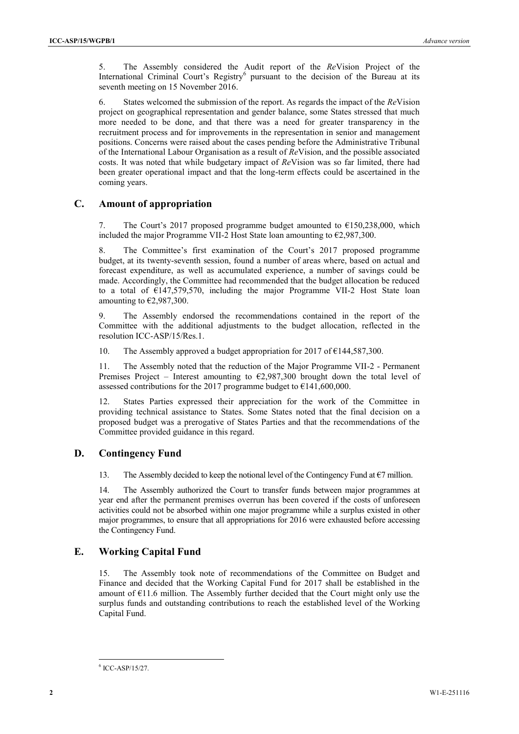5. The Assembly considered the Audit report of the *Re*Vision Project of the International Criminal Court's Registry[6] pursuant to the decision of the Bureau at its seventh meeting on 15 November 2016.

6. States welcomed the submission of the report. As regards the impact of the *Re*Vision project on geographical representation and gender balance, some States stressed that much more needed to be done, and that there was a need for greater transparency in the recruitment process and for improvements in the representation in senior and management positions. Concerns were raised about the cases pending before the Administrative Tribunal of the International Labour Organisation as a result of *Re*Vision, and the possible associated costs. It was noted that while budgetary impact of *Re*Vision was so far limited, there had been greater operational impact and that the long-term effects could be ascertained in the coming years.

## C. Amount of appropriation

7. The Court's 2017 proposed programme budget amounted to €150,238,000, which included the major Programme VII-2 Host State loan amounting to €2,987,300.

8. The Committee's first examination of the Court's 2017 proposed programme budget, at its twenty-seventh session, found a number of areas where, based on actual and forecast expenditure, as well as accumulated experience, a number of savings could be made. Accordingly, the Committee had recommended that the budget allocation be reduced to a total of €147,579,570, including the major Programme VII-2 Host State loan amounting to €2,987,300.

9. The Assembly endorsed the recommendations contained in the report of the Committee with the additional adjustments to the budget allocation, reflected in the resolution ICC-ASP/15/Res.1.

10. The Assembly approved a budget appropriation for 2017 of €144,587,300.

11. The Assembly noted that the reduction of the Major Programme VII-2 - Permanent Premises Project – Interest amounting to €2,987,300 brought down the total level of assessed contributions for the 2017 programme budget to €141,600,000.

12. States Parties expressed their appreciation for the work of the Committee in providing technical assistance to States. Some States noted that the final decision on a proposed budget was a prerogative of States Parties and that the recommendations of the Committee provided guidance in this regard.

## D. Contingency Fund

13. The Assembly decided to keep the notional level of the Contingency Fund at €7 million.

14. The Assembly authorized the Court to transfer funds between major programmes at year end after the permanent premises overrun has been covered if the costs of unforeseen activities could not be absorbed within one major programme while a surplus existed in other major programmes, to ensure that all appropriations for 2016 were exhausted before accessing the Contingency Fund.

## E. Working Capital Fund

15. The Assembly took note of recommendations of the Committee on Budget and Finance and decided that the Working Capital Fund for 2017 shall be established in the amount of €11.6 million. The Assembly further decided that the Court might only use the surplus funds and outstanding contributions to reach the established level of the Working Capital Fund.

[6] ICC-ASP/15/27.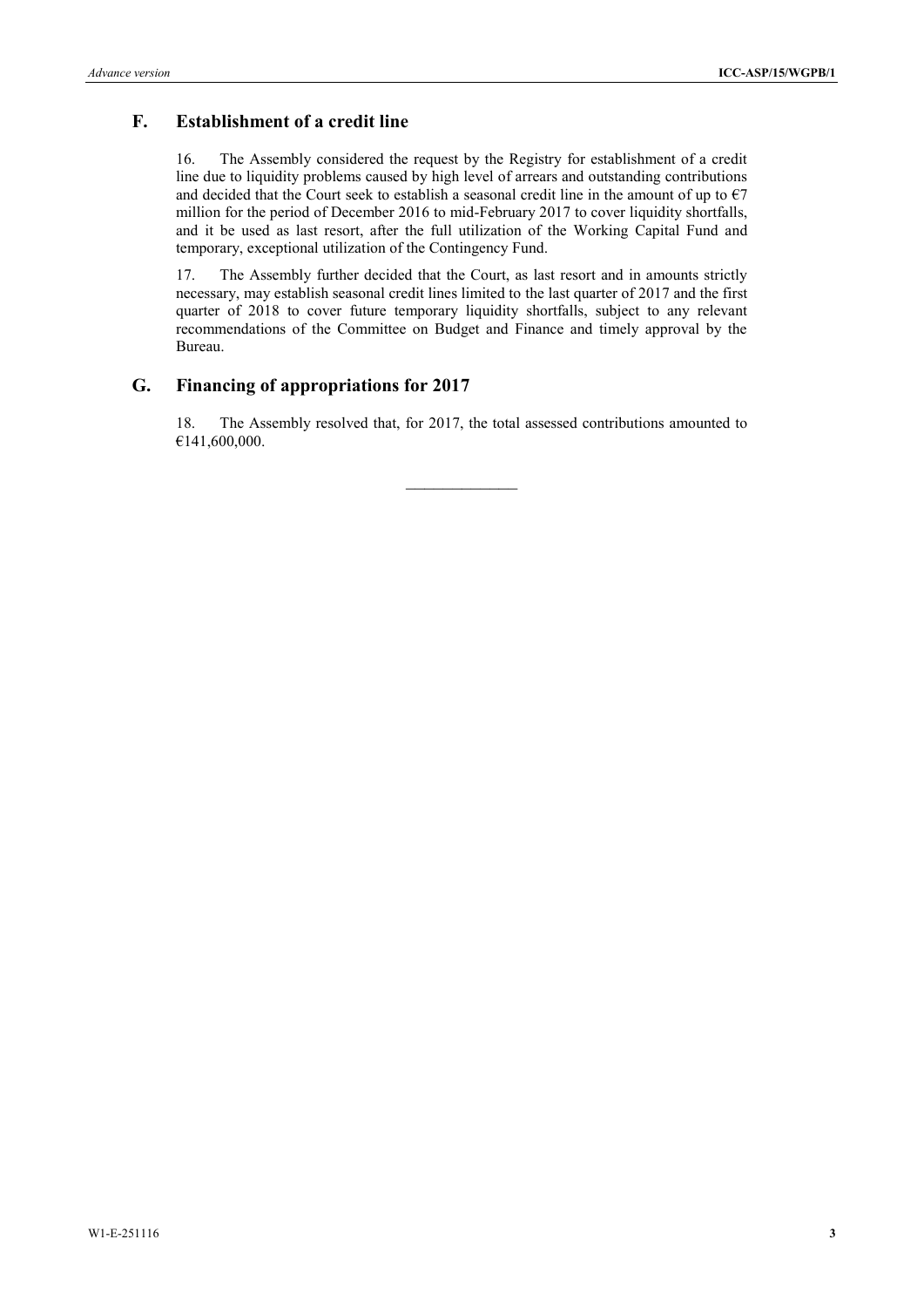## F. Establishment of a credit line

16. The Assembly considered the request by the Registry for establishment of a credit line due to liquidity problems caused by high level of arrears and outstanding contributions and decided that the Court seek to establish a seasonal credit line in the amount of up to €7 million for the period of December 2016 to mid-February 2017 to cover liquidity shortfalls, and it be used as last resort, after the full utilization of the Working Capital Fund and temporary, exceptional utilization of the Contingency Fund.

17. The Assembly further decided that the Court, as last resort and in amounts strictly necessary, may establish seasonal credit lines limited to the last quarter of 2017 and the first quarter of 2018 to cover future temporary liquidity shortfalls, subject to any relevant recommendations of the Committee on Budget and Finance and timely approval by the Bureau.

## G. Financing of appropriations for 2017

18. The Assembly resolved that, for 2017, the total assessed contributions amounted to €141,600,000.

\_\_\_\_\_\_\_\_\_\_\_\_\_\_\_